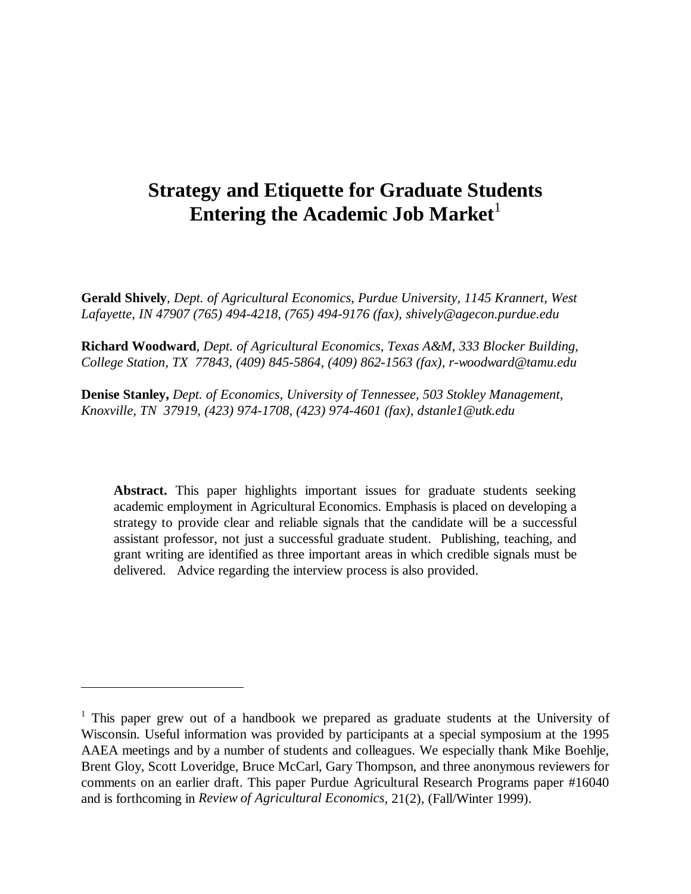# Strategy and Etiquette for Graduate Students Entering the Academic Job Market[1]

**Gerald Shively**, *Dept. of Agricultural Economics, Purdue University, 1145 Krannert, West Lafayette, IN 47907 (765) 494-4218, (765) 494-9176 (fax), shively@agecon.purdue.edu*

**Richard Woodward**, *Dept. of Agricultural Economics, Texas A&M, 333 Blocker Building, College Station, TX 77843, (409) 845-5864, (409) 862-1563 (fax), r-woodward@tamu.edu*

**Denise Stanley,** *Dept. of Economics, University of Tennessee, 503 Stokley Management, Knoxville, TN 37919, (423) 974-1708, (423) 974-4601 (fax), dstanle1@utk.edu*

**Abstract.** This paper highlights important issues for graduate students seeking academic employment in Agricultural Economics. Emphasis is placed on developing a strategy to provide clear and reliable signals that the candidate will be a successful assistant professor, not just a successful graduate student. Publishing, teaching, and grant writing are identified as three important areas in which credible signals must be delivered. Advice regarding the interview process is also provided.

---

[1] This paper grew out of a handbook we prepared as graduate students at the University of Wisconsin. Useful information was provided by participants at a special symposium at the 1995 AAEA meetings and by a number of students and colleagues. We especially thank Mike Boehlje, Brent Gloy, Scott Loveridge, Bruce McCarl, Gary Thompson, and three anonymous reviewers for comments on an earlier draft. This paper Purdue Agricultural Research Programs paper #16040 and is forthcoming in *Review of Agricultural Economics*, 21(2), (Fall/Winter 1999).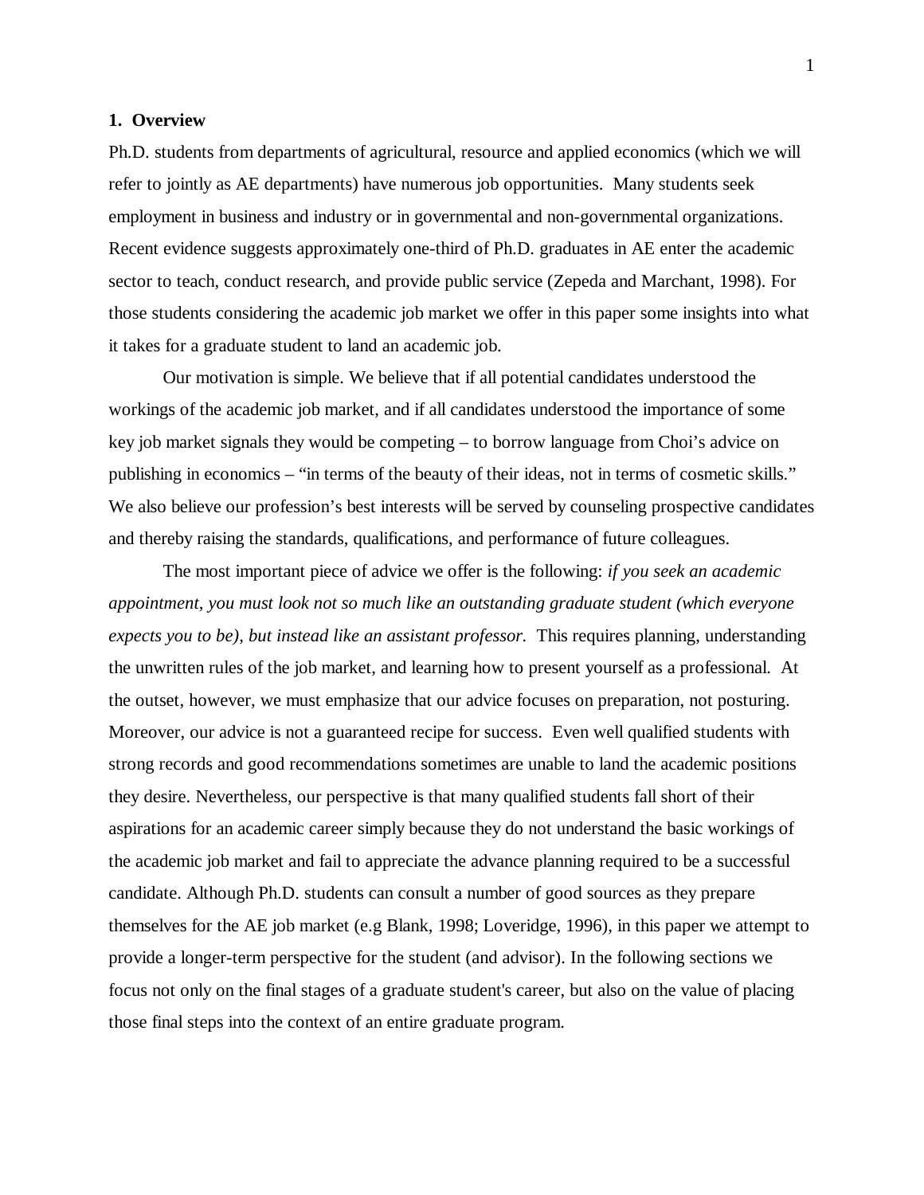## 1. Overview

Ph.D. students from departments of agricultural, resource and applied economics (which we will refer to jointly as AE departments) have numerous job opportunities. Many students seek employment in business and industry or in governmental and non-governmental organizations. Recent evidence suggests approximately one-third of Ph.D. graduates in AE enter the academic sector to teach, conduct research, and provide public service (Zepeda and Marchant, 1998). For those students considering the academic job market we offer in this paper some insights into what it takes for a graduate student to land an academic job.

Our motivation is simple. We believe that if all potential candidates understood the workings of the academic job market, and if all candidates understood the importance of some key job market signals they would be competing – to borrow language from Choi's advice on publishing in economics – "in terms of the beauty of their ideas, not in terms of cosmetic skills." We also believe our profession's best interests will be served by counseling prospective candidates and thereby raising the standards, qualifications, and performance of future colleagues.

The most important piece of advice we offer is the following: *if you seek an academic appointment, you must look not so much like an outstanding graduate student (which everyone expects you to be), but instead like an assistant professor.* This requires planning, understanding the unwritten rules of the job market, and learning how to present yourself as a professional. At the outset, however, we must emphasize that our advice focuses on preparation, not posturing. Moreover, our advice is not a guaranteed recipe for success. Even well qualified students with strong records and good recommendations sometimes are unable to land the academic positions they desire. Nevertheless, our perspective is that many qualified students fall short of their aspirations for an academic career simply because they do not understand the basic workings of the academic job market and fail to appreciate the advance planning required to be a successful candidate. Although Ph.D. students can consult a number of good sources as they prepare themselves for the AE job market (e.g Blank, 1998; Loveridge, 1996), in this paper we attempt to provide a longer-term perspective for the student (and advisor). In the following sections we focus not only on the final stages of a graduate student's career, but also on the value of placing those final steps into the context of an entire graduate program.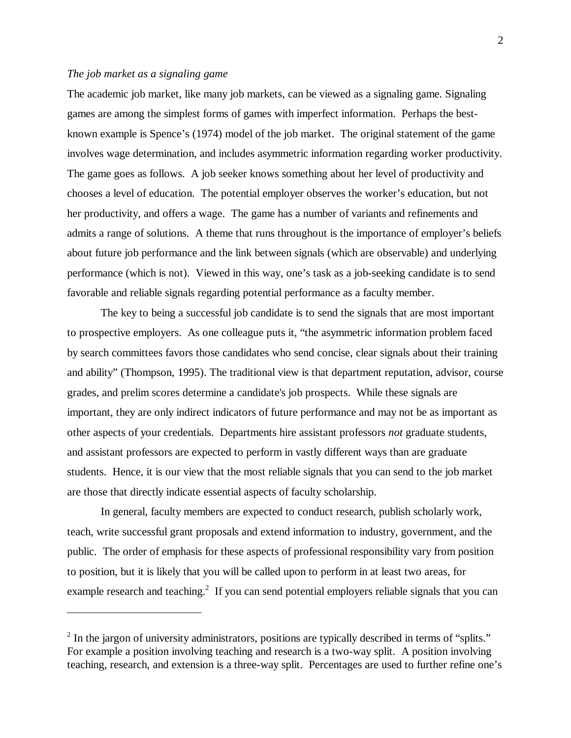*The job market as a signaling game*

The academic job market, like many job markets, can be viewed as a signaling game. Signaling games are among the simplest forms of games with imperfect information. Perhaps the best-known example is Spence's (1974) model of the job market. The original statement of the game involves wage determination, and includes asymmetric information regarding worker productivity. The game goes as follows. A job seeker knows something about her level of productivity and chooses a level of education. The potential employer observes the worker's education, but not her productivity, and offers a wage. The game has a number of variants and refinements and admits a range of solutions. A theme that runs throughout is the importance of employer's beliefs about future job performance and the link between signals (which are observable) and underlying performance (which is not). Viewed in this way, one's task as a job-seeking candidate is to send favorable and reliable signals regarding potential performance as a faculty member.

The key to being a successful job candidate is to send the signals that are most important to prospective employers. As one colleague puts it, "the asymmetric information problem faced by search committees favors those candidates who send concise, clear signals about their training and ability" (Thompson, 1995). The traditional view is that department reputation, advisor, course grades, and prelim scores determine a candidate's job prospects. While these signals are important, they are only indirect indicators of future performance and may not be as important as other aspects of your credentials. Departments hire assistant professors *not* graduate students, and assistant professors are expected to perform in vastly different ways than are graduate students. Hence, it is our view that the most reliable signals that you can send to the job market are those that directly indicate essential aspects of faculty scholarship.

In general, faculty members are expected to conduct research, publish scholarly work, teach, write successful grant proposals and extend information to industry, government, and the public. The order of emphasis for these aspects of professional responsibility vary from position to position, but it is likely that you will be called upon to perform in at least two areas, for example research and teaching.[2] If you can send potential employers reliable signals that you can

[2] In the jargon of university administrators, positions are typically described in terms of "splits." For example a position involving teaching and research is a two-way split. A position involving teaching, research, and extension is a three-way split. Percentages are used to further refine one's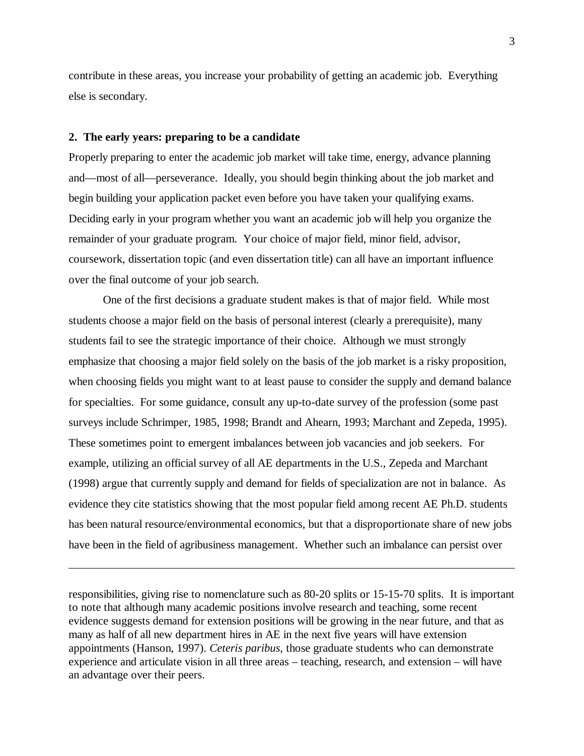contribute in these areas, you increase your probability of getting an academic job. Everything else is secondary.

## 2. The early years: preparing to be a candidate

Properly preparing to enter the academic job market will take time, energy, advance planning and—most of all—perseverance. Ideally, you should begin thinking about the job market and begin building your application packet even before you have taken your qualifying exams. Deciding early in your program whether you want an academic job will help you organize the remainder of your graduate program. Your choice of major field, minor field, advisor, coursework, dissertation topic (and even dissertation title) can all have an important influence over the final outcome of your job search.

One of the first decisions a graduate student makes is that of major field. While most students choose a major field on the basis of personal interest (clearly a prerequisite), many students fail to see the strategic importance of their choice. Although we must strongly emphasize that choosing a major field solely on the basis of the job market is a risky proposition, when choosing fields you might want to at least pause to consider the supply and demand balance for specialties. For some guidance, consult any up-to-date survey of the profession (some past surveys include Schrimper, 1985, 1998; Brandt and Ahearn, 1993; Marchant and Zepeda, 1995). These sometimes point to emergent imbalances between job vacancies and job seekers. For example, utilizing an official survey of all AE departments in the U.S., Zepeda and Marchant (1998) argue that currently supply and demand for fields of specialization are not in balance. As evidence they cite statistics showing that the most popular field among recent AE Ph.D. students has been natural resource/environmental economics, but that a disproportionate share of new jobs have been in the field of agribusiness management. Whether such an imbalance can persist over

---

responsibilities, giving rise to nomenclature such as 80-20 splits or 15-15-70 splits. It is important to note that although many academic positions involve research and teaching, some recent evidence suggests demand for extension positions will be growing in the near future, and that as many as half of all new department hires in AE in the next five years will have extension appointments (Hanson, 1997). *Ceteris paribus*, those graduate students who can demonstrate experience and articulate vision in all three areas – teaching, research, and extension – will have an advantage over their peers.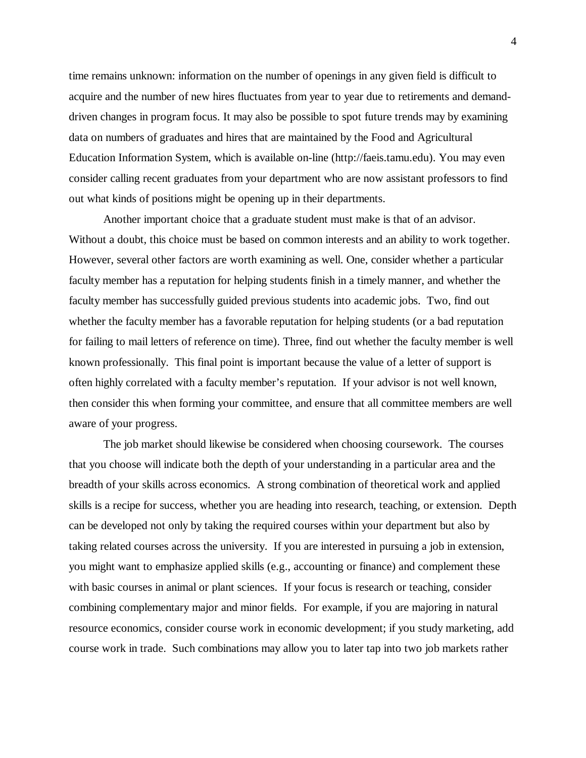time remains unknown: information on the number of openings in any given field is difficult to acquire and the number of new hires fluctuates from year to year due to retirements and demand-driven changes in program focus. It may also be possible to spot future trends may by examining data on numbers of graduates and hires that are maintained by the Food and Agricultural Education Information System, which is available on-line (http://faeis.tamu.edu). You may even consider calling recent graduates from your department who are now assistant professors to find out what kinds of positions might be opening up in their departments.

Another important choice that a graduate student must make is that of an advisor. Without a doubt, this choice must be based on common interests and an ability to work together. However, several other factors are worth examining as well. One, consider whether a particular faculty member has a reputation for helping students finish in a timely manner, and whether the faculty member has successfully guided previous students into academic jobs. Two, find out whether the faculty member has a favorable reputation for helping students (or a bad reputation for failing to mail letters of reference on time). Three, find out whether the faculty member is well known professionally. This final point is important because the value of a letter of support is often highly correlated with a faculty member's reputation. If your advisor is not well known, then consider this when forming your committee, and ensure that all committee members are well aware of your progress.

The job market should likewise be considered when choosing coursework. The courses that you choose will indicate both the depth of your understanding in a particular area and the breadth of your skills across economics. A strong combination of theoretical work and applied skills is a recipe for success, whether you are heading into research, teaching, or extension. Depth can be developed not only by taking the required courses within your department but also by taking related courses across the university. If you are interested in pursuing a job in extension, you might want to emphasize applied skills (e.g., accounting or finance) and complement these with basic courses in animal or plant sciences. If your focus is research or teaching, consider combining complementary major and minor fields. For example, if you are majoring in natural resource economics, consider course work in economic development; if you study marketing, add course work in trade. Such combinations may allow you to later tap into two job markets rather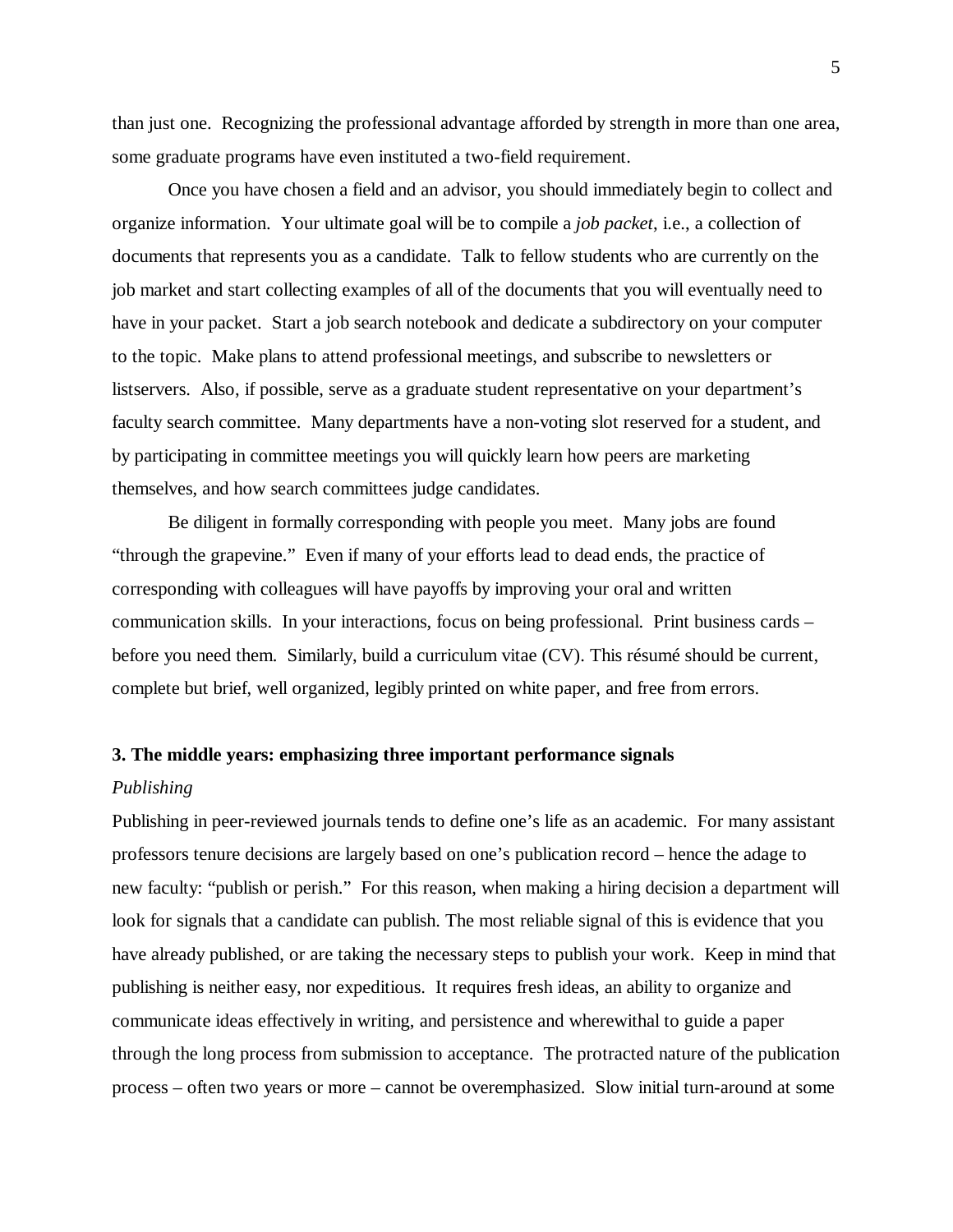than just one. Recognizing the professional advantage afforded by strength in more than one area, some graduate programs have even instituted a two-field requirement.

Once you have chosen a field and an advisor, you should immediately begin to collect and organize information. Your ultimate goal will be to compile a *job packet*, i.e., a collection of documents that represents you as a candidate. Talk to fellow students who are currently on the job market and start collecting examples of all of the documents that you will eventually need to have in your packet. Start a job search notebook and dedicate a subdirectory on your computer to the topic. Make plans to attend professional meetings, and subscribe to newsletters or listservers. Also, if possible, serve as a graduate student representative on your department's faculty search committee. Many departments have a non-voting slot reserved for a student, and by participating in committee meetings you will quickly learn how peers are marketing themselves, and how search committees judge candidates.

Be diligent in formally corresponding with people you meet. Many jobs are found "through the grapevine." Even if many of your efforts lead to dead ends, the practice of corresponding with colleagues will have payoffs by improving your oral and written communication skills. In your interactions, focus on being professional. Print business cards – before you need them. Similarly, build a curriculum vitae (CV). This résumé should be current, complete but brief, well organized, legibly printed on white paper, and free from errors.

## 3. The middle years: emphasizing three important performance signals

### *Publishing*

Publishing in peer-reviewed journals tends to define one's life as an academic. For many assistant professors tenure decisions are largely based on one's publication record – hence the adage to new faculty: "publish or perish." For this reason, when making a hiring decision a department will look for signals that a candidate can publish. The most reliable signal of this is evidence that you have already published, or are taking the necessary steps to publish your work. Keep in mind that publishing is neither easy, nor expeditious. It requires fresh ideas, an ability to organize and communicate ideas effectively in writing, and persistence and wherewithal to guide a paper through the long process from submission to acceptance. The protracted nature of the publication process – often two years or more – cannot be overemphasized. Slow initial turn-around at some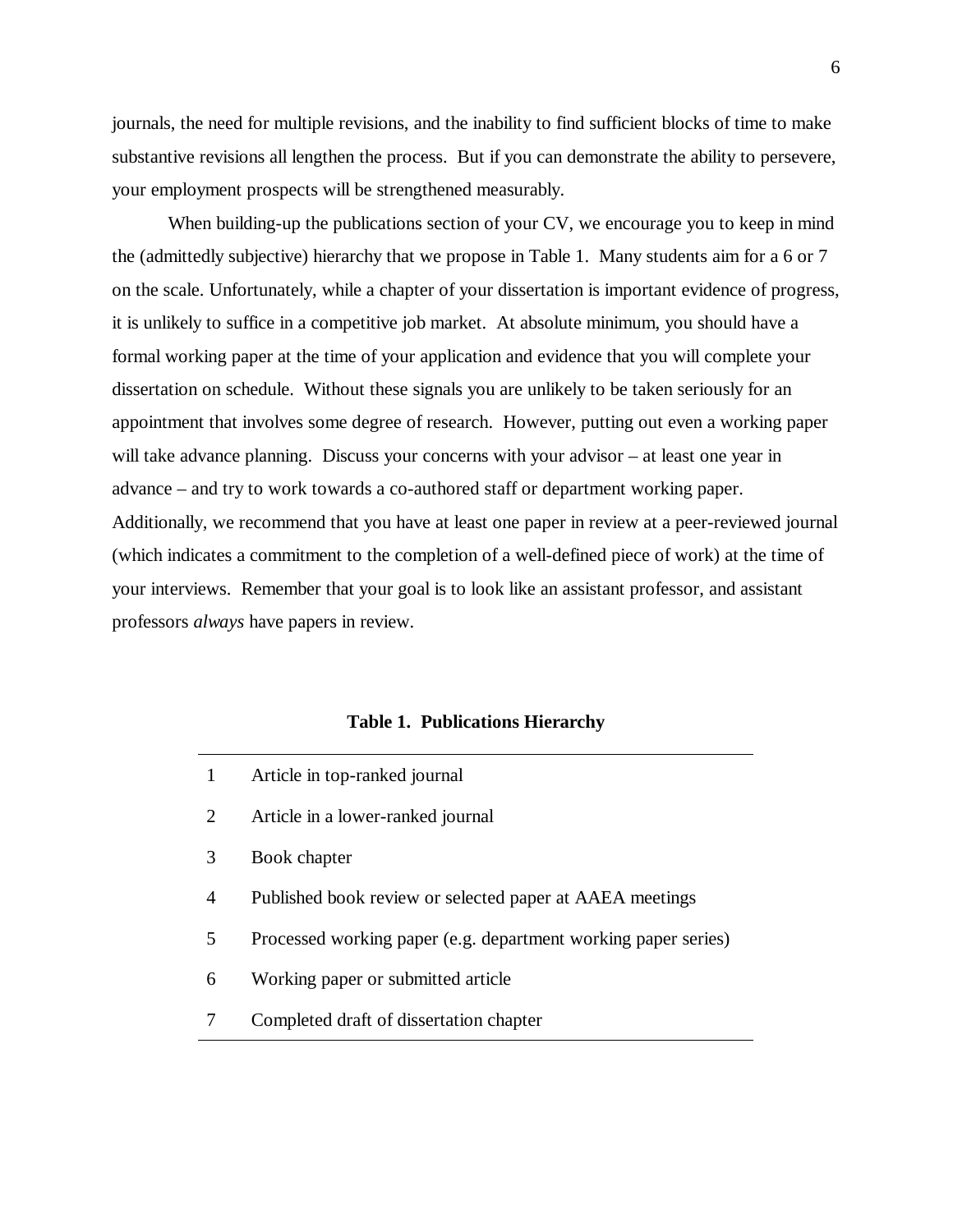journals, the need for multiple revisions, and the inability to find sufficient blocks of time to make substantive revisions all lengthen the process. But if you can demonstrate the ability to persevere, your employment prospects will be strengthened measurably.

When building-up the publications section of your CV, we encourage you to keep in mind the (admittedly subjective) hierarchy that we propose in Table 1. Many students aim for a 6 or 7 on the scale. Unfortunately, while a chapter of your dissertation is important evidence of progress, it is unlikely to suffice in a competitive job market. At absolute minimum, you should have a formal working paper at the time of your application and evidence that you will complete your dissertation on schedule. Without these signals you are unlikely to be taken seriously for an appointment that involves some degree of research. However, putting out even a working paper will take advance planning. Discuss your concerns with your advisor – at least one year in advance – and try to work towards a co-authored staff or department working paper. Additionally, we recommend that you have at least one paper in review at a peer-reviewed journal (which indicates a commitment to the completion of a well-defined piece of work) at the time of your interviews. Remember that your goal is to look like an assistant professor, and assistant professors *always* have papers in review.

**Table 1. Publications Hierarchy**

| | |
|---|---|
| 1 | Article in top-ranked journal |
| 2 | Article in a lower-ranked journal |
| 3 | Book chapter |
| 4 | Published book review or selected paper at AAEA meetings |
| 5 | Processed working paper (e.g. department working paper series) |
| 6 | Working paper or submitted article |
| 7 | Completed draft of dissertation chapter |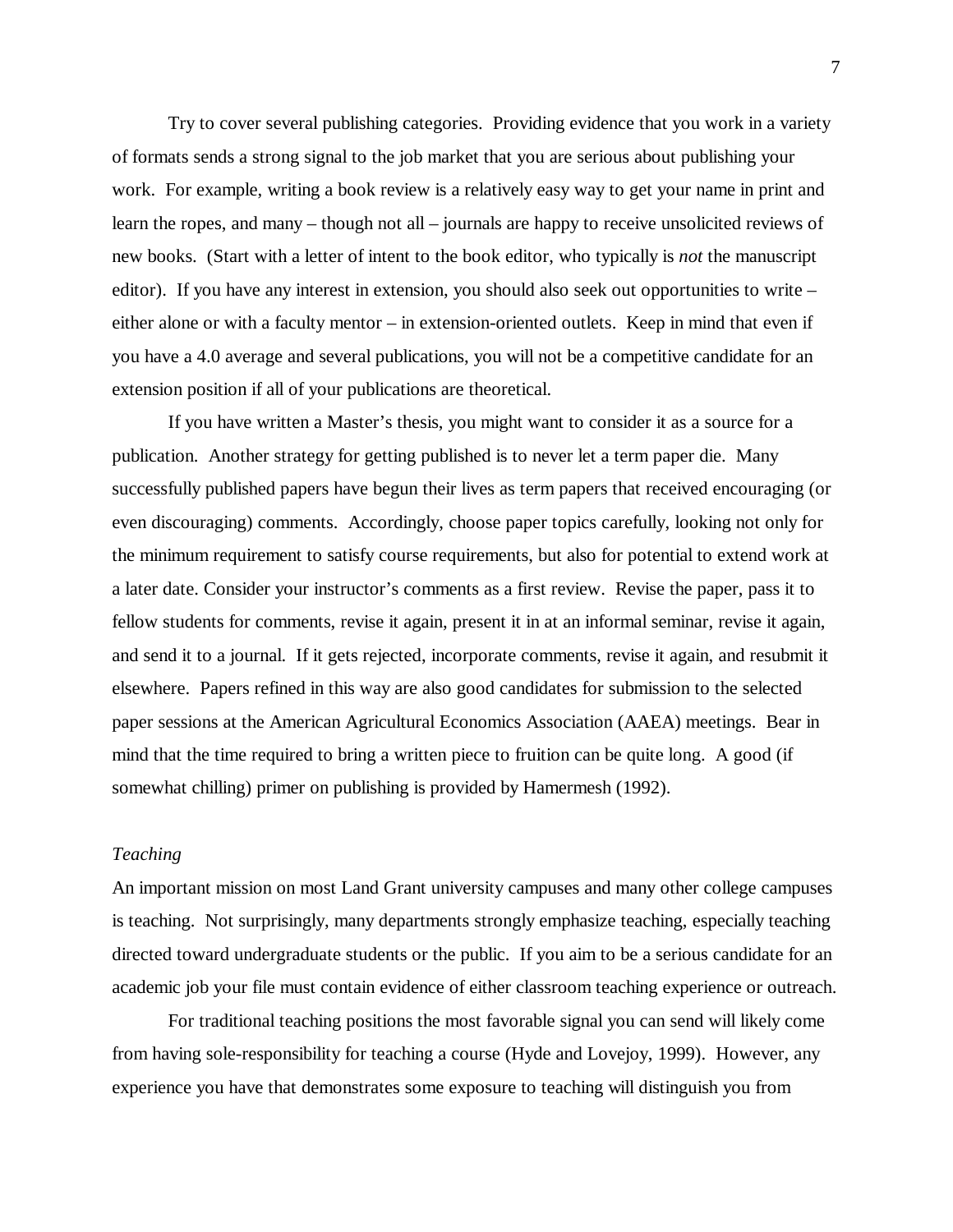Try to cover several publishing categories. Providing evidence that you work in a variety of formats sends a strong signal to the job market that you are serious about publishing your work. For example, writing a book review is a relatively easy way to get your name in print and learn the ropes, and many – though not all – journals are happy to receive unsolicited reviews of new books. (Start with a letter of intent to the book editor, who typically is *not* the manuscript editor). If you have any interest in extension, you should also seek out opportunities to write – either alone or with a faculty mentor – in extension-oriented outlets. Keep in mind that even if you have a 4.0 average and several publications, you will not be a competitive candidate for an extension position if all of your publications are theoretical.

If you have written a Master's thesis, you might want to consider it as a source for a publication. Another strategy for getting published is to never let a term paper die. Many successfully published papers have begun their lives as term papers that received encouraging (or even discouraging) comments. Accordingly, choose paper topics carefully, looking not only for the minimum requirement to satisfy course requirements, but also for potential to extend work at a later date. Consider your instructor's comments as a first review. Revise the paper, pass it to fellow students for comments, revise it again, present it in at an informal seminar, revise it again, and send it to a journal. If it gets rejected, incorporate comments, revise it again, and resubmit it elsewhere. Papers refined in this way are also good candidates for submission to the selected paper sessions at the American Agricultural Economics Association (AAEA) meetings. Bear in mind that the time required to bring a written piece to fruition can be quite long. A good (if somewhat chilling) primer on publishing is provided by Hamermesh (1992).

### *Teaching*

An important mission on most Land Grant university campuses and many other college campuses is teaching. Not surprisingly, many departments strongly emphasize teaching, especially teaching directed toward undergraduate students or the public. If you aim to be a serious candidate for an academic job your file must contain evidence of either classroom teaching experience or outreach.

For traditional teaching positions the most favorable signal you can send will likely come from having sole-responsibility for teaching a course (Hyde and Lovejoy, 1999). However, any experience you have that demonstrates some exposure to teaching will distinguish you from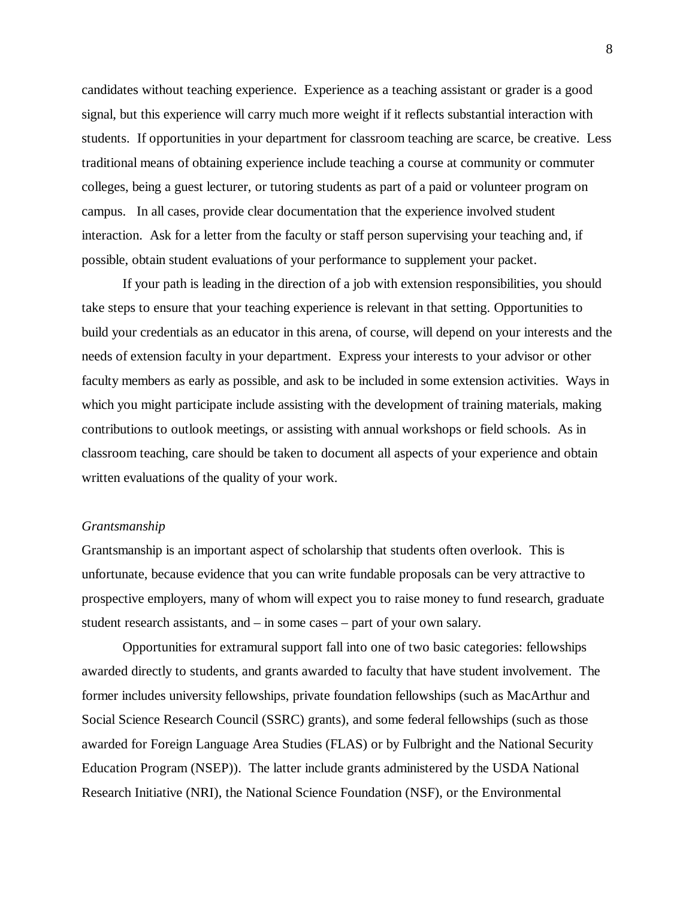candidates without teaching experience. Experience as a teaching assistant or grader is a good signal, but this experience will carry much more weight if it reflects substantial interaction with students. If opportunities in your department for classroom teaching are scarce, be creative. Less traditional means of obtaining experience include teaching a course at community or commuter colleges, being a guest lecturer, or tutoring students as part of a paid or volunteer program on campus. In all cases, provide clear documentation that the experience involved student interaction. Ask for a letter from the faculty or staff person supervising your teaching and, if possible, obtain student evaluations of your performance to supplement your packet.

If your path is leading in the direction of a job with extension responsibilities, you should take steps to ensure that your teaching experience is relevant in that setting. Opportunities to build your credentials as an educator in this arena, of course, will depend on your interests and the needs of extension faculty in your department. Express your interests to your advisor or other faculty members as early as possible, and ask to be included in some extension activities. Ways in which you might participate include assisting with the development of training materials, making contributions to outlook meetings, or assisting with annual workshops or field schools. As in classroom teaching, care should be taken to document all aspects of your experience and obtain written evaluations of the quality of your work.

*Grantsmanship*

Grantsmanship is an important aspect of scholarship that students often overlook. This is unfortunate, because evidence that you can write fundable proposals can be very attractive to prospective employers, many of whom will expect you to raise money to fund research, graduate student research assistants, and – in some cases – part of your own salary.

Opportunities for extramural support fall into one of two basic categories: fellowships awarded directly to students, and grants awarded to faculty that have student involvement. The former includes university fellowships, private foundation fellowships (such as MacArthur and Social Science Research Council (SSRC) grants), and some federal fellowships (such as those awarded for Foreign Language Area Studies (FLAS) or by Fulbright and the National Security Education Program (NSEP)). The latter include grants administered by the USDA National Research Initiative (NRI), the National Science Foundation (NSF), or the Environmental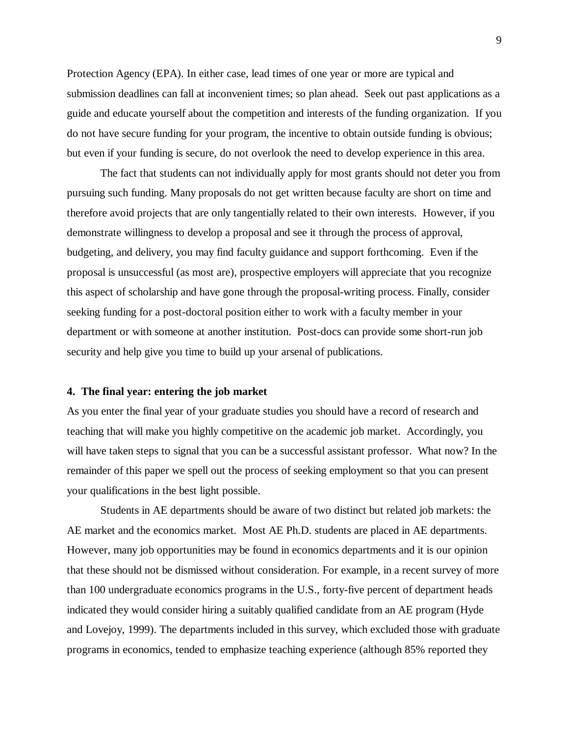Protection Agency (EPA). In either case, lead times of one year or more are typical and submission deadlines can fall at inconvenient times; so plan ahead. Seek out past applications as a guide and educate yourself about the competition and interests of the funding organization. If you do not have secure funding for your program, the incentive to obtain outside funding is obvious; but even if your funding is secure, do not overlook the need to develop experience in this area.

The fact that students can not individually apply for most grants should not deter you from pursuing such funding. Many proposals do not get written because faculty are short on time and therefore avoid projects that are only tangentially related to their own interests. However, if you demonstrate willingness to develop a proposal and see it through the process of approval, budgeting, and delivery, you may find faculty guidance and support forthcoming. Even if the proposal is unsuccessful (as most are), prospective employers will appreciate that you recognize this aspect of scholarship and have gone through the proposal-writing process. Finally, consider seeking funding for a post-doctoral position either to work with a faculty member in your department or with someone at another institution. Post-docs can provide some short-run job security and help give you time to build up your arsenal of publications.

### 4. The final year: entering the job market

As you enter the final year of your graduate studies you should have a record of research and teaching that will make you highly competitive on the academic job market. Accordingly, you will have taken steps to signal that you can be a successful assistant professor. What now? In the remainder of this paper we spell out the process of seeking employment so that you can present your qualifications in the best light possible.

Students in AE departments should be aware of two distinct but related job markets: the AE market and the economics market. Most AE Ph.D. students are placed in AE departments. However, many job opportunities may be found in economics departments and it is our opinion that these should not be dismissed without consideration. For example, in a recent survey of more than 100 undergraduate economics programs in the U.S., forty-five percent of department heads indicated they would consider hiring a suitably qualified candidate from an AE program (Hyde and Lovejoy, 1999). The departments included in this survey, which excluded those with graduate programs in economics, tended to emphasize teaching experience (although 85% reported they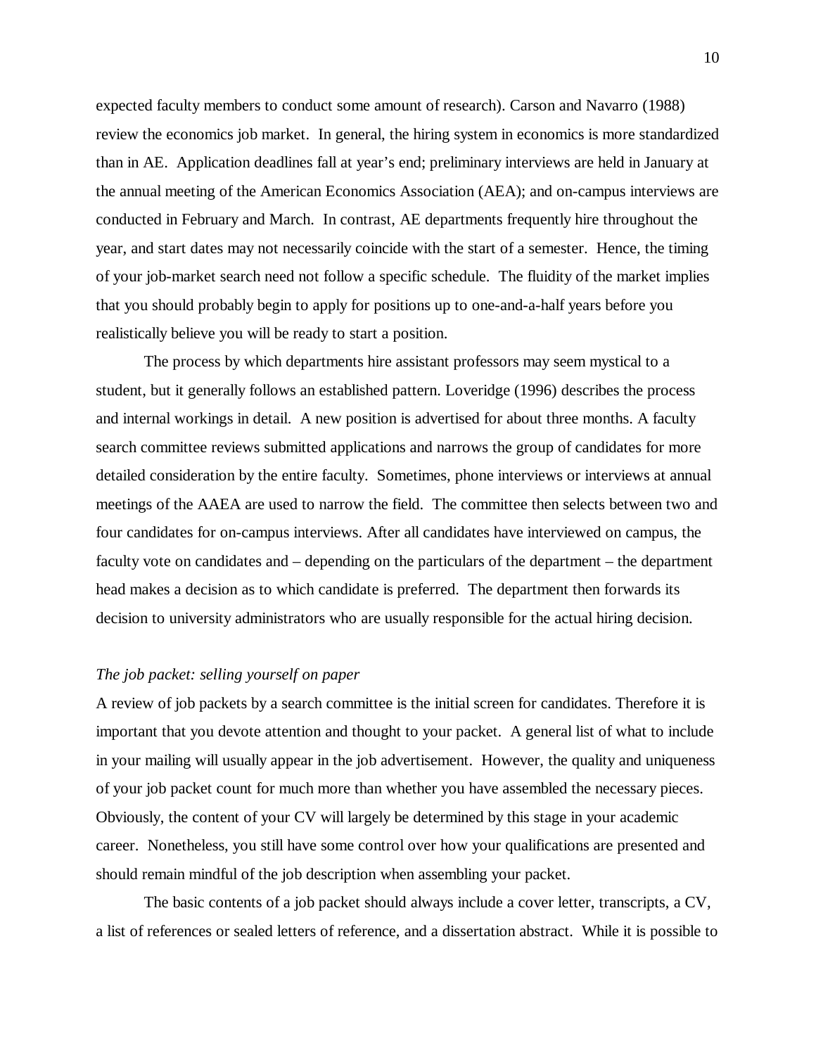expected faculty members to conduct some amount of research). Carson and Navarro (1988) review the economics job market. In general, the hiring system in economics is more standardized than in AE. Application deadlines fall at year's end; preliminary interviews are held in January at the annual meeting of the American Economics Association (AEA); and on-campus interviews are conducted in February and March. In contrast, AE departments frequently hire throughout the year, and start dates may not necessarily coincide with the start of a semester. Hence, the timing of your job-market search need not follow a specific schedule. The fluidity of the market implies that you should probably begin to apply for positions up to one-and-a-half years before you realistically believe you will be ready to start a position.

The process by which departments hire assistant professors may seem mystical to a student, but it generally follows an established pattern. Loveridge (1996) describes the process and internal workings in detail. A new position is advertised for about three months. A faculty search committee reviews submitted applications and narrows the group of candidates for more detailed consideration by the entire faculty. Sometimes, phone interviews or interviews at annual meetings of the AAEA are used to narrow the field. The committee then selects between two and four candidates for on-campus interviews. After all candidates have interviewed on campus, the faculty vote on candidates and – depending on the particulars of the department – the department head makes a decision as to which candidate is preferred. The department then forwards its decision to university administrators who are usually responsible for the actual hiring decision.

*The job packet: selling yourself on paper*

A review of job packets by a search committee is the initial screen for candidates. Therefore it is important that you devote attention and thought to your packet. A general list of what to include in your mailing will usually appear in the job advertisement. However, the quality and uniqueness of your job packet count for much more than whether you have assembled the necessary pieces. Obviously, the content of your CV will largely be determined by this stage in your academic career. Nonetheless, you still have some control over how your qualifications are presented and should remain mindful of the job description when assembling your packet.

The basic contents of a job packet should always include a cover letter, transcripts, a CV, a list of references or sealed letters of reference, and a dissertation abstract. While it is possible to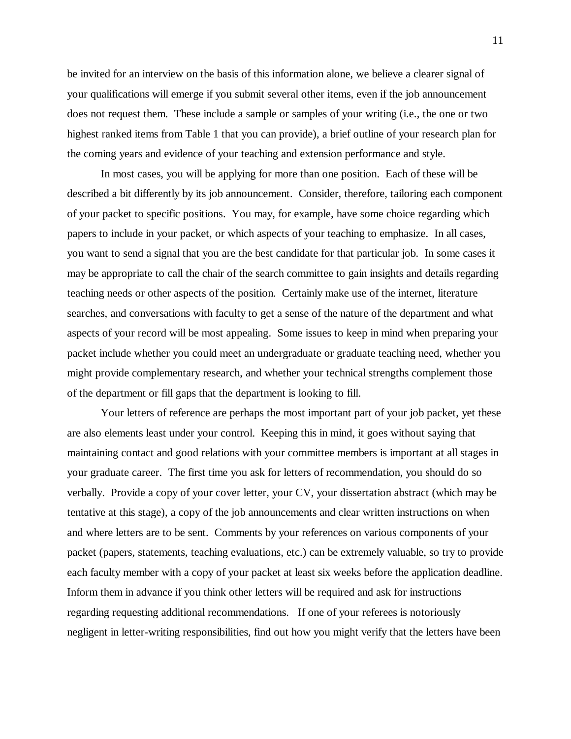be invited for an interview on the basis of this information alone, we believe a clearer signal of your qualifications will emerge if you submit several other items, even if the job announcement does not request them. These include a sample or samples of your writing (i.e., the one or two highest ranked items from Table 1 that you can provide), a brief outline of your research plan for the coming years and evidence of your teaching and extension performance and style.

In most cases, you will be applying for more than one position. Each of these will be described a bit differently by its job announcement. Consider, therefore, tailoring each component of your packet to specific positions. You may, for example, have some choice regarding which papers to include in your packet, or which aspects of your teaching to emphasize. In all cases, you want to send a signal that you are the best candidate for that particular job. In some cases it may be appropriate to call the chair of the search committee to gain insights and details regarding teaching needs or other aspects of the position. Certainly make use of the internet, literature searches, and conversations with faculty to get a sense of the nature of the department and what aspects of your record will be most appealing. Some issues to keep in mind when preparing your packet include whether you could meet an undergraduate or graduate teaching need, whether you might provide complementary research, and whether your technical strengths complement those of the department or fill gaps that the department is looking to fill.

Your letters of reference are perhaps the most important part of your job packet, yet these are also elements least under your control. Keeping this in mind, it goes without saying that maintaining contact and good relations with your committee members is important at all stages in your graduate career. The first time you ask for letters of recommendation, you should do so verbally. Provide a copy of your cover letter, your CV, your dissertation abstract (which may be tentative at this stage), a copy of the job announcements and clear written instructions on when and where letters are to be sent. Comments by your references on various components of your packet (papers, statements, teaching evaluations, etc.) can be extremely valuable, so try to provide each faculty member with a copy of your packet at least six weeks before the application deadline. Inform them in advance if you think other letters will be required and ask for instructions regarding requesting additional recommendations. If one of your referees is notoriously negligent in letter-writing responsibilities, find out how you might verify that the letters have been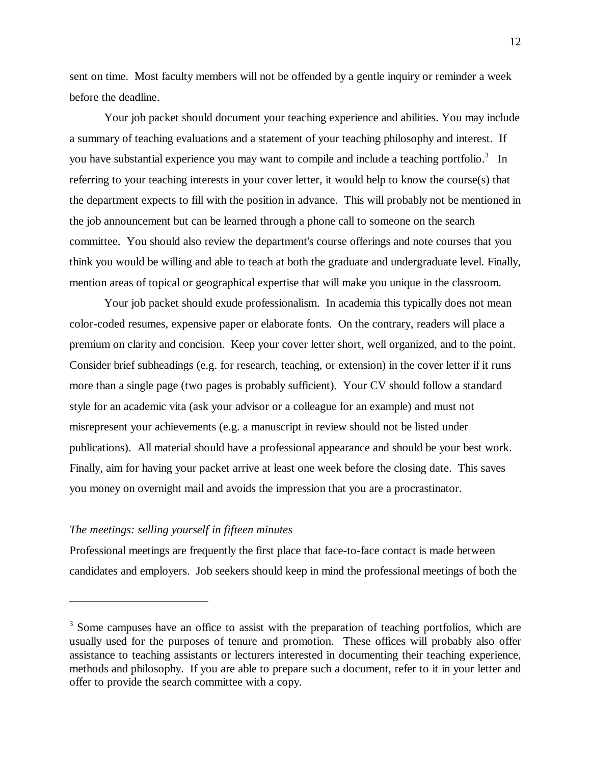sent on time. Most faculty members will not be offended by a gentle inquiry or reminder a week before the deadline.

Your job packet should document your teaching experience and abilities. You may include a summary of teaching evaluations and a statement of your teaching philosophy and interest. If you have substantial experience you may want to compile and include a teaching portfolio.[3] In referring to your teaching interests in your cover letter, it would help to know the course(s) that the department expects to fill with the position in advance. This will probably not be mentioned in the job announcement but can be learned through a phone call to someone on the search committee. You should also review the department's course offerings and note courses that you think you would be willing and able to teach at both the graduate and undergraduate level. Finally, mention areas of topical or geographical expertise that will make you unique in the classroom.

Your job packet should exude professionalism. In academia this typically does not mean color-coded resumes, expensive paper or elaborate fonts. On the contrary, readers will place a premium on clarity and concision. Keep your cover letter short, well organized, and to the point. Consider brief subheadings (e.g. for research, teaching, or extension) in the cover letter if it runs more than a single page (two pages is probably sufficient). Your CV should follow a standard style for an academic vita (ask your advisor or a colleague for an example) and must not misrepresent your achievements (e.g. a manuscript in review should not be listed under publications). All material should have a professional appearance and should be your best work. Finally, aim for having your packet arrive at least one week before the closing date. This saves you money on overnight mail and avoids the impression that you are a procrastinator.

*The meetings: selling yourself in fifteen minutes*

Professional meetings are frequently the first place that face-to-face contact is made between candidates and employers. Job seekers should keep in mind the professional meetings of both the

---

[3] Some campuses have an office to assist with the preparation of teaching portfolios, which are usually used for the purposes of tenure and promotion. These offices will probably also offer assistance to teaching assistants or lecturers interested in documenting their teaching experience, methods and philosophy. If you are able to prepare such a document, refer to it in your letter and offer to provide the search committee with a copy.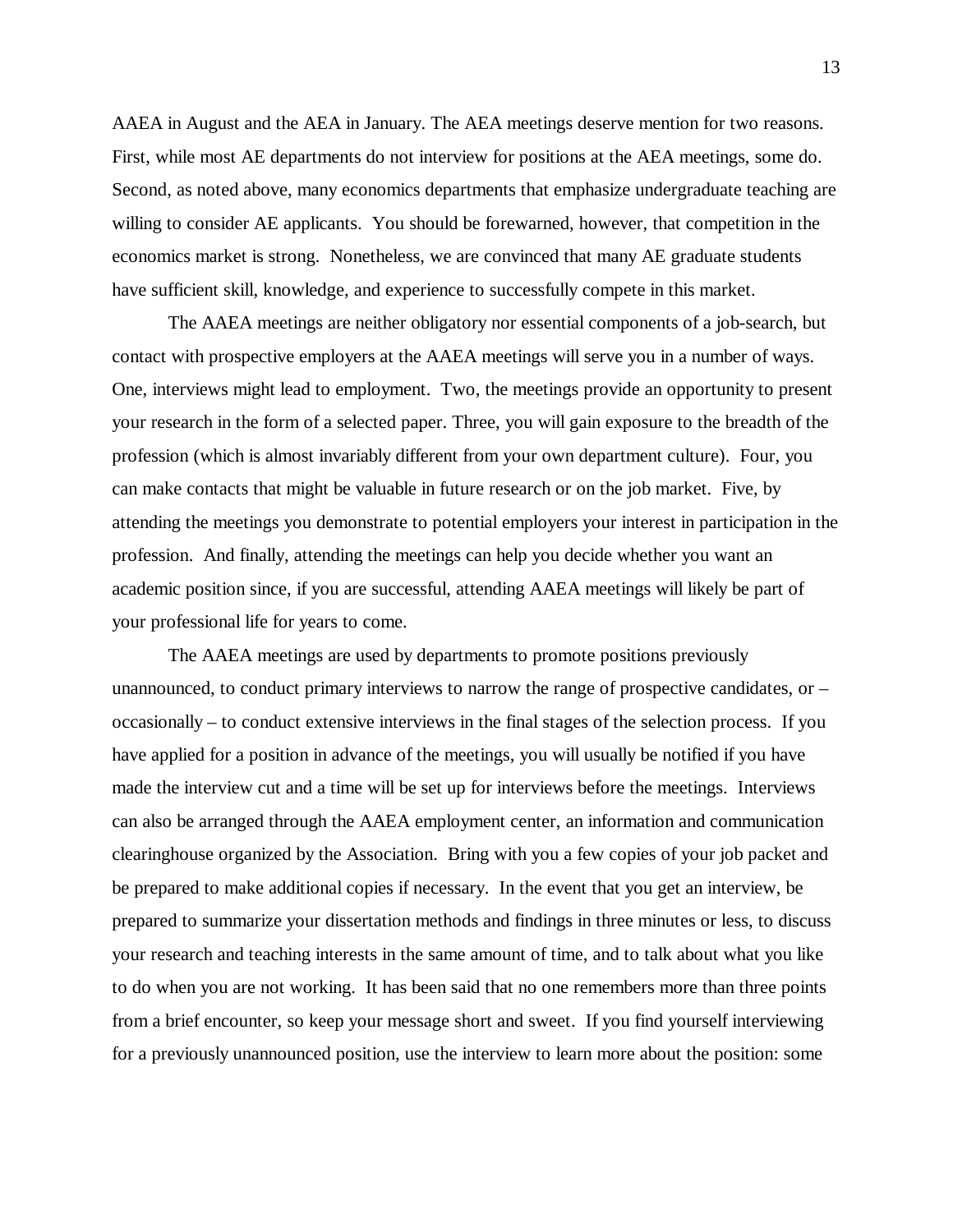AAEA in August and the AEA in January. The AEA meetings deserve mention for two reasons. First, while most AE departments do not interview for positions at the AEA meetings, some do. Second, as noted above, many economics departments that emphasize undergraduate teaching are willing to consider AE applicants. You should be forewarned, however, that competition in the economics market is strong. Nonetheless, we are convinced that many AE graduate students have sufficient skill, knowledge, and experience to successfully compete in this market.

The AAEA meetings are neither obligatory nor essential components of a job-search, but contact with prospective employers at the AAEA meetings will serve you in a number of ways. One, interviews might lead to employment. Two, the meetings provide an opportunity to present your research in the form of a selected paper. Three, you will gain exposure to the breadth of the profession (which is almost invariably different from your own department culture). Four, you can make contacts that might be valuable in future research or on the job market. Five, by attending the meetings you demonstrate to potential employers your interest in participation in the profession. And finally, attending the meetings can help you decide whether you want an academic position since, if you are successful, attending AAEA meetings will likely be part of your professional life for years to come.

The AAEA meetings are used by departments to promote positions previously unannounced, to conduct primary interviews to narrow the range of prospective candidates, or – occasionally – to conduct extensive interviews in the final stages of the selection process. If you have applied for a position in advance of the meetings, you will usually be notified if you have made the interview cut and a time will be set up for interviews before the meetings. Interviews can also be arranged through the AAEA employment center, an information and communication clearinghouse organized by the Association. Bring with you a few copies of your job packet and be prepared to make additional copies if necessary. In the event that you get an interview, be prepared to summarize your dissertation methods and findings in three minutes or less, to discuss your research and teaching interests in the same amount of time, and to talk about what you like to do when you are not working. It has been said that no one remembers more than three points from a brief encounter, so keep your message short and sweet. If you find yourself interviewing for a previously unannounced position, use the interview to learn more about the position: some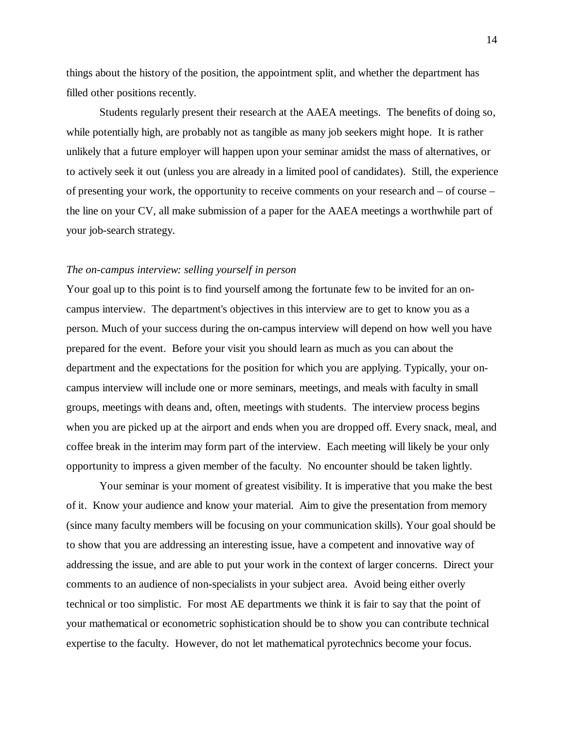things about the history of the position, the appointment split, and whether the department has filled other positions recently.

Students regularly present their research at the AAEA meetings. The benefits of doing so, while potentially high, are probably not as tangible as many job seekers might hope. It is rather unlikely that a future employer will happen upon your seminar amidst the mass of alternatives, or to actively seek it out (unless you are already in a limited pool of candidates). Still, the experience of presenting your work, the opportunity to receive comments on your research and – of course – the line on your CV, all make submission of a paper for the AAEA meetings a worthwhile part of your job-search strategy.

*The on-campus interview: selling yourself in person*

Your goal up to this point is to find yourself among the fortunate few to be invited for an on-campus interview. The department's objectives in this interview are to get to know you as a person. Much of your success during the on-campus interview will depend on how well you have prepared for the event. Before your visit you should learn as much as you can about the department and the expectations for the position for which you are applying. Typically, your on-campus interview will include one or more seminars, meetings, and meals with faculty in small groups, meetings with deans and, often, meetings with students. The interview process begins when you are picked up at the airport and ends when you are dropped off. Every snack, meal, and coffee break in the interim may form part of the interview. Each meeting will likely be your only opportunity to impress a given member of the faculty. No encounter should be taken lightly.

Your seminar is your moment of greatest visibility. It is imperative that you make the best of it. Know your audience and know your material. Aim to give the presentation from memory (since many faculty members will be focusing on your communication skills). Your goal should be to show that you are addressing an interesting issue, have a competent and innovative way of addressing the issue, and are able to put your work in the context of larger concerns. Direct your comments to an audience of non-specialists in your subject area. Avoid being either overly technical or too simplistic. For most AE departments we think it is fair to say that the point of your mathematical or econometric sophistication should be to show you can contribute technical expertise to the faculty. However, do not let mathematical pyrotechnics become your focus.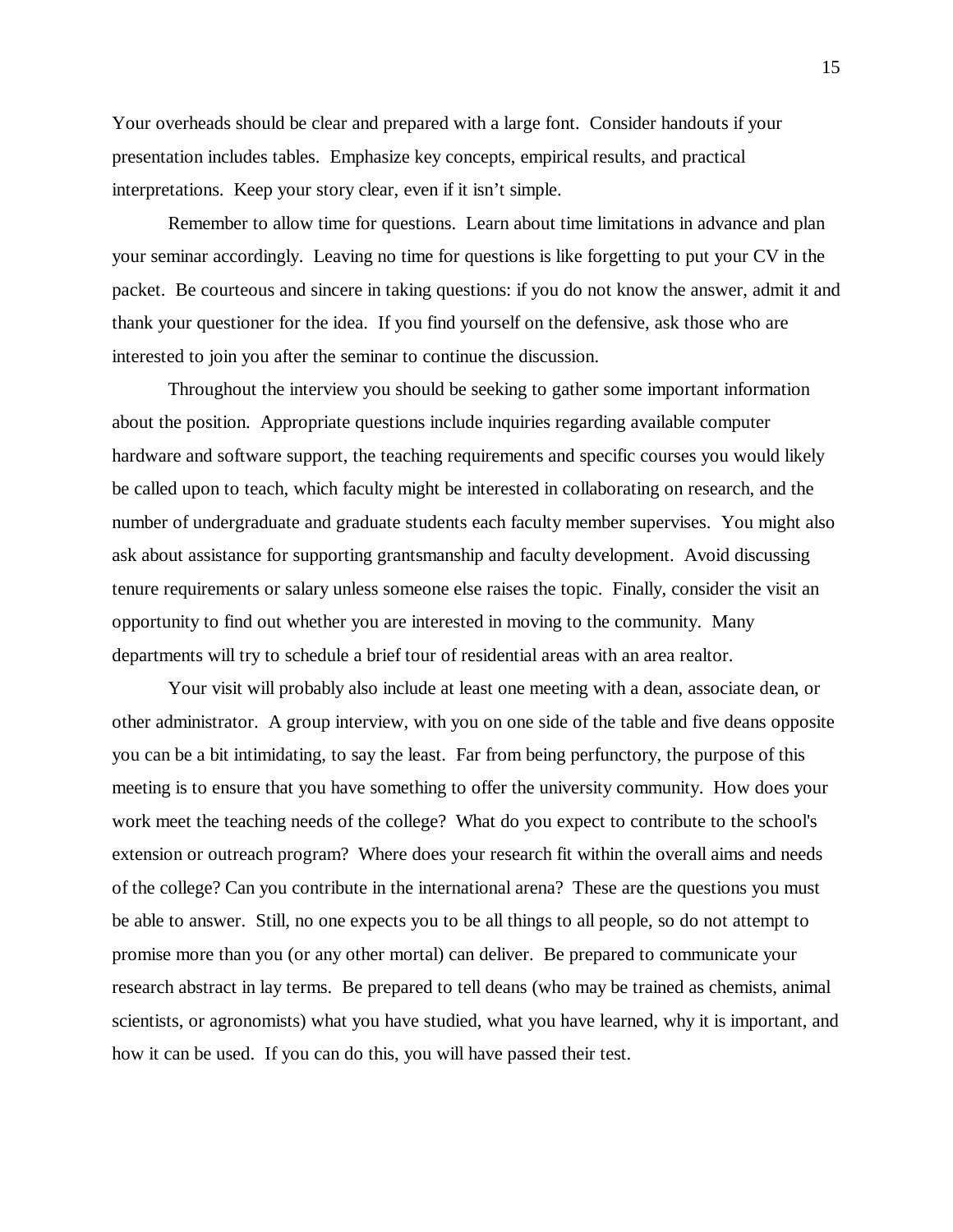Your overheads should be clear and prepared with a large font. Consider handouts if your presentation includes tables. Emphasize key concepts, empirical results, and practical interpretations. Keep your story clear, even if it isn't simple.

Remember to allow time for questions. Learn about time limitations in advance and plan your seminar accordingly. Leaving no time for questions is like forgetting to put your CV in the packet. Be courteous and sincere in taking questions: if you do not know the answer, admit it and thank your questioner for the idea. If you find yourself on the defensive, ask those who are interested to join you after the seminar to continue the discussion.

Throughout the interview you should be seeking to gather some important information about the position. Appropriate questions include inquiries regarding available computer hardware and software support, the teaching requirements and specific courses you would likely be called upon to teach, which faculty might be interested in collaborating on research, and the number of undergraduate and graduate students each faculty member supervises. You might also ask about assistance for supporting grantsmanship and faculty development. Avoid discussing tenure requirements or salary unless someone else raises the topic. Finally, consider the visit an opportunity to find out whether you are interested in moving to the community. Many departments will try to schedule a brief tour of residential areas with an area realtor.

Your visit will probably also include at least one meeting with a dean, associate dean, or other administrator. A group interview, with you on one side of the table and five deans opposite you can be a bit intimidating, to say the least. Far from being perfunctory, the purpose of this meeting is to ensure that you have something to offer the university community. How does your work meet the teaching needs of the college? What do you expect to contribute to the school's extension or outreach program? Where does your research fit within the overall aims and needs of the college? Can you contribute in the international arena? These are the questions you must be able to answer. Still, no one expects you to be all things to all people, so do not attempt to promise more than you (or any other mortal) can deliver. Be prepared to communicate your research abstract in lay terms. Be prepared to tell deans (who may be trained as chemists, animal scientists, or agronomists) what you have studied, what you have learned, why it is important, and how it can be used. If you can do this, you will have passed their test.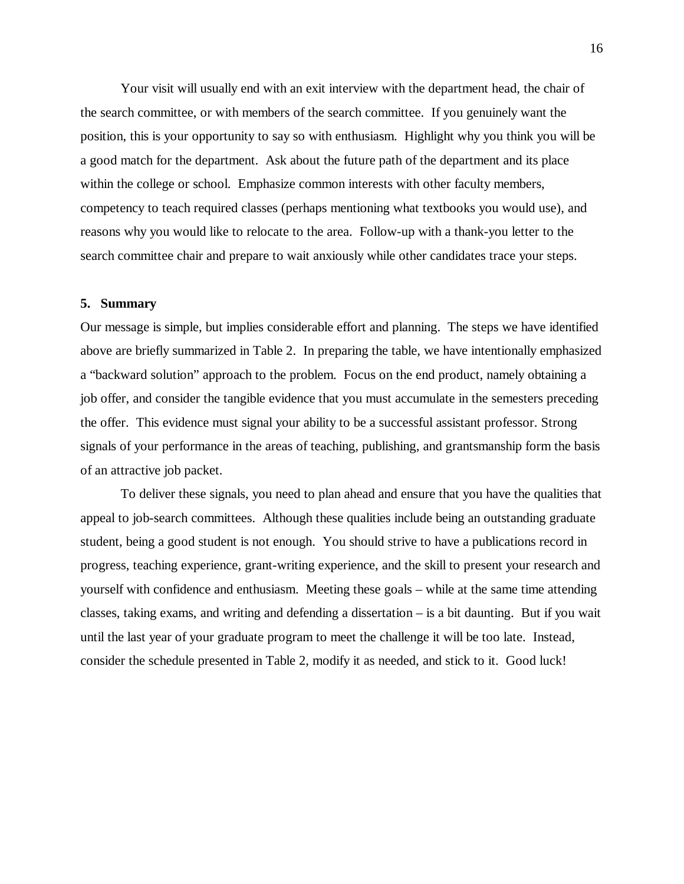Your visit will usually end with an exit interview with the department head, the chair of the search committee, or with members of the search committee. If you genuinely want the position, this is your opportunity to say so with enthusiasm. Highlight why you think you will be a good match for the department. Ask about the future path of the department and its place within the college or school. Emphasize common interests with other faculty members, competency to teach required classes (perhaps mentioning what textbooks you would use), and reasons why you would like to relocate to the area. Follow-up with a thank-you letter to the search committee chair and prepare to wait anxiously while other candidates trace your steps.

## 5. Summary

Our message is simple, but implies considerable effort and planning. The steps we have identified above are briefly summarized in Table 2. In preparing the table, we have intentionally emphasized a "backward solution" approach to the problem. Focus on the end product, namely obtaining a job offer, and consider the tangible evidence that you must accumulate in the semesters preceding the offer. This evidence must signal your ability to be a successful assistant professor. Strong signals of your performance in the areas of teaching, publishing, and grantsmanship form the basis of an attractive job packet.

To deliver these signals, you need to plan ahead and ensure that you have the qualities that appeal to job-search committees. Although these qualities include being an outstanding graduate student, being a good student is not enough. You should strive to have a publications record in progress, teaching experience, grant-writing experience, and the skill to present your research and yourself with confidence and enthusiasm. Meeting these goals – while at the same time attending classes, taking exams, and writing and defending a dissertation – is a bit daunting. But if you wait until the last year of your graduate program to meet the challenge it will be too late. Instead, consider the schedule presented in Table 2, modify it as needed, and stick to it. Good luck!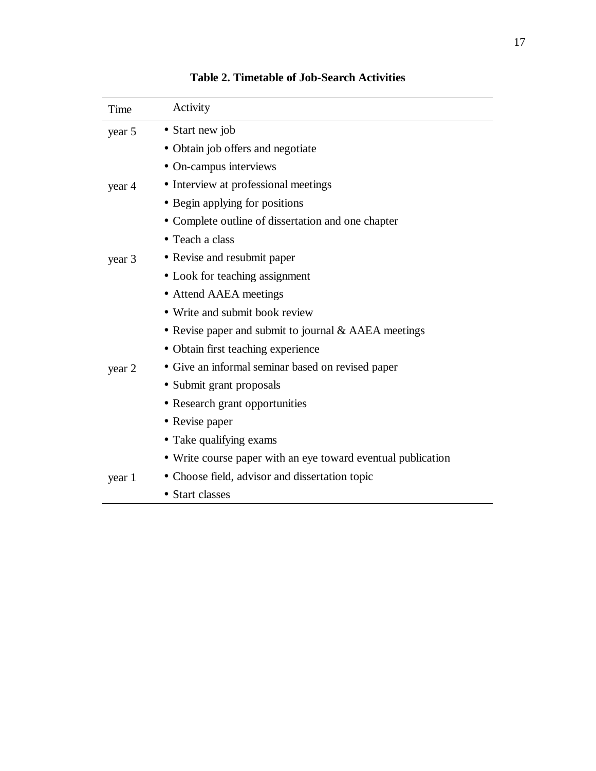**Table 2. Timetable of Job-Search Activities**

| Time | Activity |
|---|---|
| year 5 | • Start new job |
| | • Obtain job offers and negotiate |
| | • On-campus interviews |
| year 4 | • Interview at professional meetings |
| | • Begin applying for positions |
| | • Complete outline of dissertation and one chapter |
| | • Teach a class |
| year 3 | • Revise and resubmit paper |
| | • Look for teaching assignment |
| | • Attend AAEA meetings |
| | • Write and submit book review |
| | • Revise paper and submit to journal & AAEA meetings |
| | • Obtain first teaching experience |
| year 2 | • Give an informal seminar based on revised paper |
| | • Submit grant proposals |
| | • Research grant opportunities |
| | • Revise paper |
| | • Take qualifying exams |
| | • Write course paper with an eye toward eventual publication |
| year 1 | • Choose field, advisor and dissertation topic |
| | • Start classes |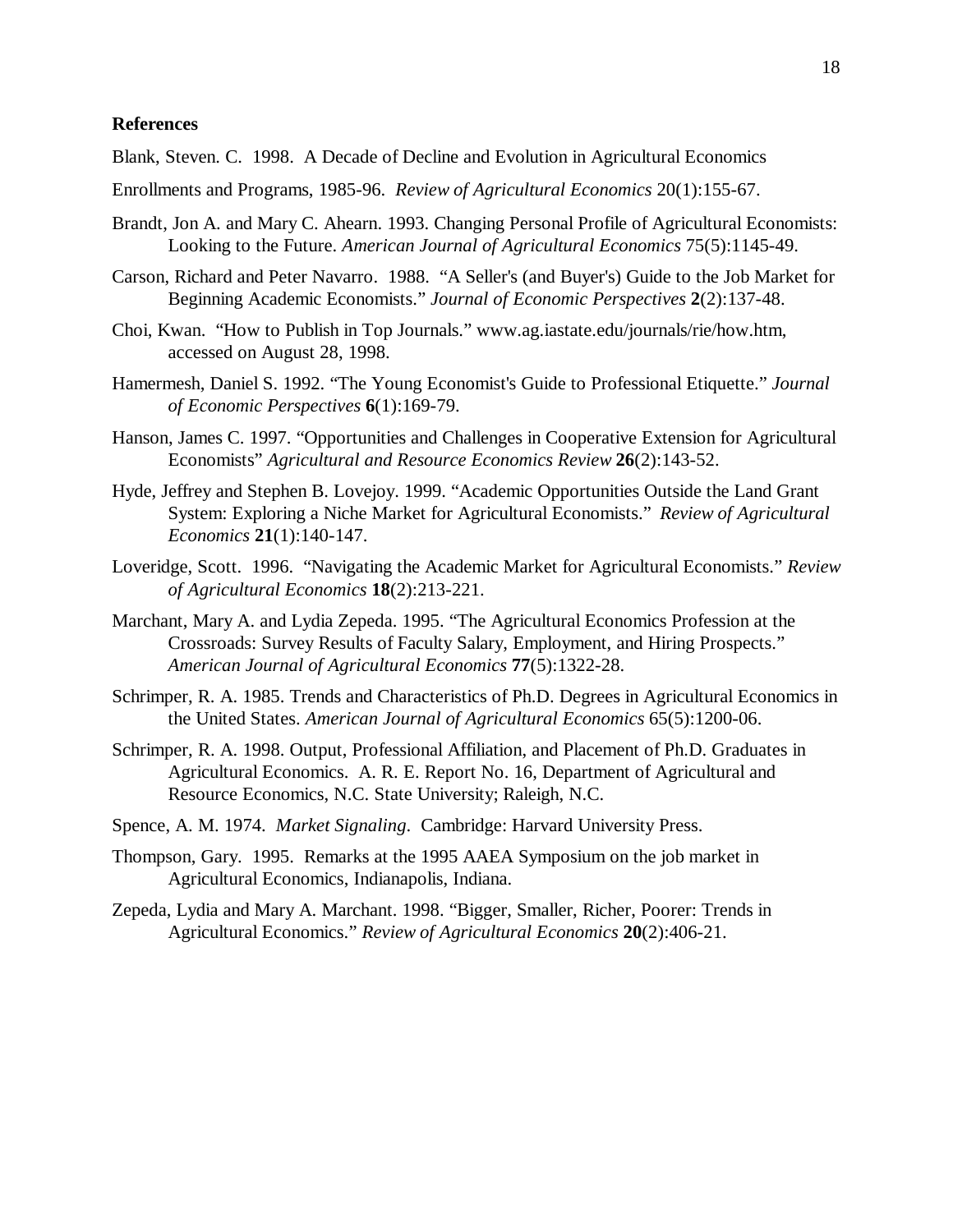**References**

Blank, Steven. C. 1998. A Decade of Decline and Evolution in Agricultural Economics

Enrollments and Programs, 1985-96. *Review of Agricultural Economics* 20(1):155-67.

Brandt, Jon A. and Mary C. Ahearn. 1993. Changing Personal Profile of Agricultural Economists: Looking to the Future. *American Journal of Agricultural Economics* 75(5):1145-49.

Carson, Richard and Peter Navarro. 1988. "A Seller's (and Buyer's) Guide to the Job Market for Beginning Academic Economists." *Journal of Economic Perspectives* **2**(2):137-48.

Choi, Kwan. "How to Publish in Top Journals." www.ag.iastate.edu/journals/rie/how.htm, accessed on August 28, 1998.

Hamermesh, Daniel S. 1992. "The Young Economist's Guide to Professional Etiquette." *Journal of Economic Perspectives* **6**(1):169-79.

Hanson, James C. 1997. "Opportunities and Challenges in Cooperative Extension for Agricultural Economists" *Agricultural and Resource Economics Review* **26**(2):143-52.

Hyde, Jeffrey and Stephen B. Lovejoy. 1999. "Academic Opportunities Outside the Land Grant System: Exploring a Niche Market for Agricultural Economists." *Review of Agricultural Economics* **21**(1):140-147.

Loveridge, Scott. 1996. "Navigating the Academic Market for Agricultural Economists." *Review of Agricultural Economics* **18**(2):213-221.

Marchant, Mary A. and Lydia Zepeda. 1995. "The Agricultural Economics Profession at the Crossroads: Survey Results of Faculty Salary, Employment, and Hiring Prospects." *American Journal of Agricultural Economics* **77**(5):1322-28.

Schrimper, R. A. 1985. Trends and Characteristics of Ph.D. Degrees in Agricultural Economics in the United States. *American Journal of Agricultural Economics* 65(5):1200-06.

Schrimper, R. A. 1998. Output, Professional Affiliation, and Placement of Ph.D. Graduates in Agricultural Economics. A. R. E. Report No. 16, Department of Agricultural and Resource Economics, N.C. State University; Raleigh, N.C.

Spence, A. M. 1974. *Market Signaling*. Cambridge: Harvard University Press.

Thompson, Gary. 1995. Remarks at the 1995 AAEA Symposium on the job market in Agricultural Economics, Indianapolis, Indiana.

Zepeda, Lydia and Mary A. Marchant. 1998. "Bigger, Smaller, Richer, Poorer: Trends in Agricultural Economics." *Review of Agricultural Economics* **20**(2):406-21.